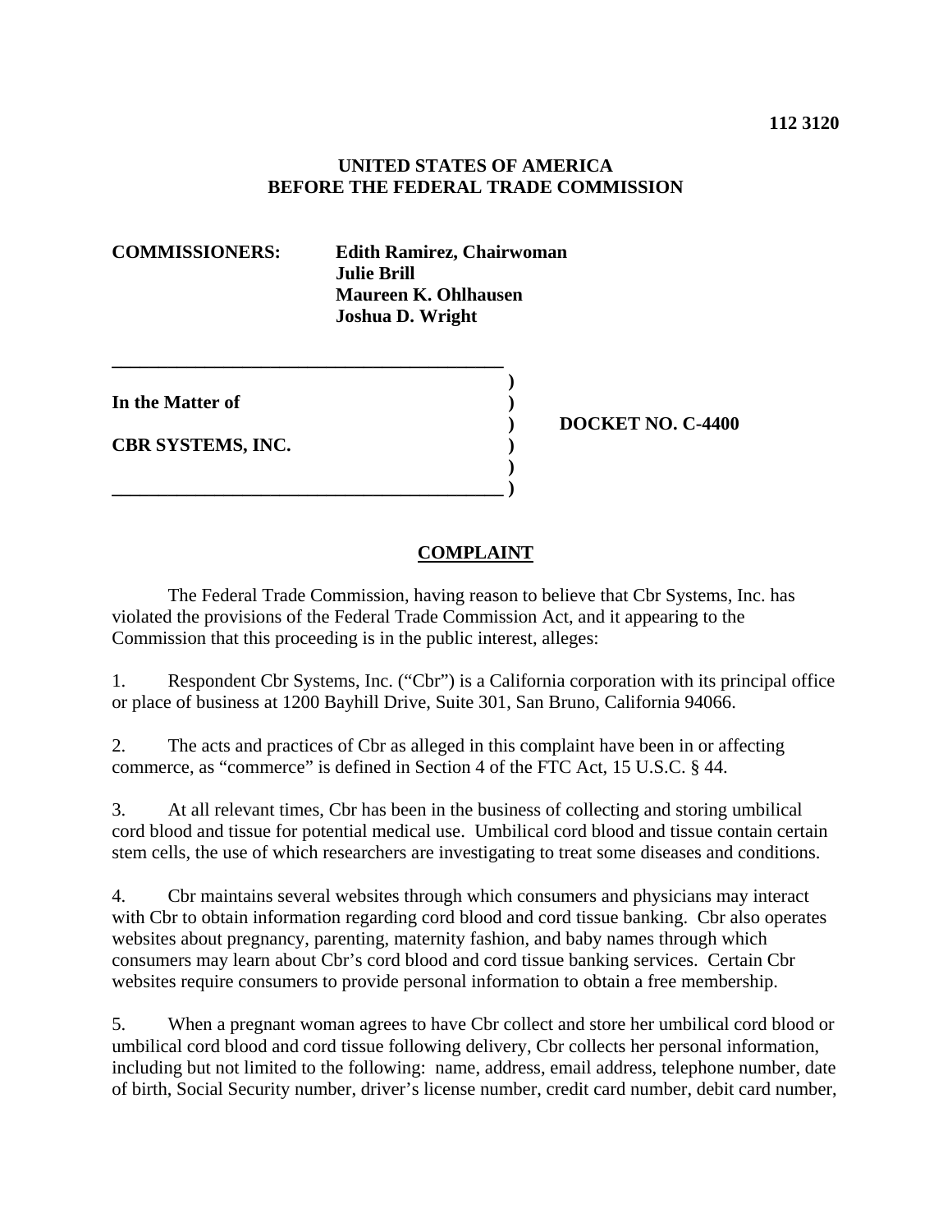**112 3120**

**UNITED STATES OF AMERICA**
**BEFORE THE FEDERAL TRADE COMMISSION**

**COMMISSIONERS:** **Edith Ramirez, Chairwoman**
**Julie Brill**
**Maureen K. Ohlhausen**
**Joshua D. Wright**

| | | |
|---|---|---|
| **In the Matter of** | ) | |
| | ) | **DOCKET NO. C-4400** |
| **CBR SYSTEMS, INC.** | ) | |

## COMPLAINT

The Federal Trade Commission, having reason to believe that Cbr Systems, Inc. has violated the provisions of the Federal Trade Commission Act, and it appearing to the Commission that this proceeding is in the public interest, alleges:

1. Respondent Cbr Systems, Inc. ("Cbr") is a California corporation with its principal office or place of business at 1200 Bayhill Drive, Suite 301, San Bruno, California 94066.

2. The acts and practices of Cbr as alleged in this complaint have been in or affecting commerce, as "commerce" is defined in Section 4 of the FTC Act, 15 U.S.C. § 44.

3. At all relevant times, Cbr has been in the business of collecting and storing umbilical cord blood and tissue for potential medical use. Umbilical cord blood and tissue contain certain stem cells, the use of which researchers are investigating to treat some diseases and conditions.

4. Cbr maintains several websites through which consumers and physicians may interact with Cbr to obtain information regarding cord blood and cord tissue banking. Cbr also operates websites about pregnancy, parenting, maternity fashion, and baby names through which consumers may learn about Cbr's cord blood and cord tissue banking services. Certain Cbr websites require consumers to provide personal information to obtain a free membership.

5. When a pregnant woman agrees to have Cbr collect and store her umbilical cord blood or umbilical cord blood and cord tissue following delivery, Cbr collects her personal information, including but not limited to the following: name, address, email address, telephone number, date of birth, Social Security number, driver's license number, credit card number, debit card number,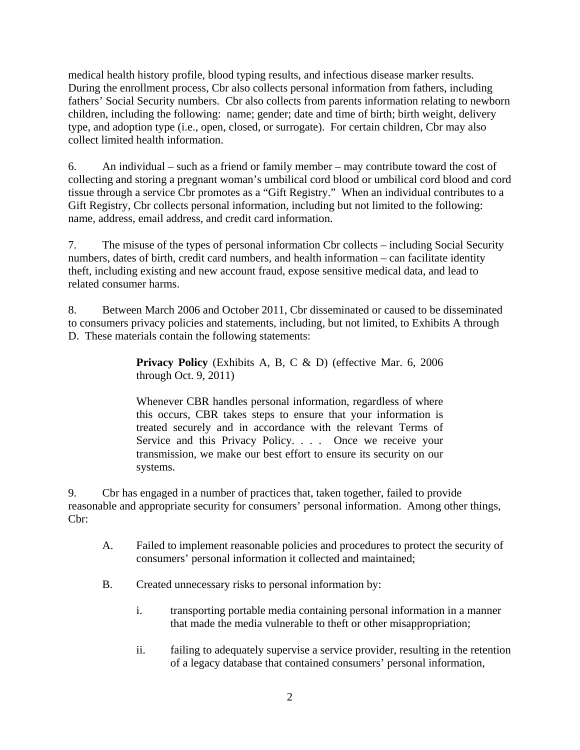medical health history profile, blood typing results, and infectious disease marker results. During the enrollment process, Cbr also collects personal information from fathers, including fathers' Social Security numbers. Cbr also collects from parents information relating to newborn children, including the following: name; gender; date and time of birth; birth weight, delivery type, and adoption type (i.e., open, closed, or surrogate). For certain children, Cbr may also collect limited health information.

6. An individual – such as a friend or family member – may contribute toward the cost of collecting and storing a pregnant woman's umbilical cord blood or umbilical cord blood and cord tissue through a service Cbr promotes as a "Gift Registry." When an individual contributes to a Gift Registry, Cbr collects personal information, including but not limited to the following: name, address, email address, and credit card information.

7. The misuse of the types of personal information Cbr collects – including Social Security numbers, dates of birth, credit card numbers, and health information – can facilitate identity theft, including existing and new account fraud, expose sensitive medical data, and lead to related consumer harms.

8. Between March 2006 and October 2011, Cbr disseminated or caused to be disseminated to consumers privacy policies and statements, including, but not limited, to Exhibits A through D. These materials contain the following statements:

> **Privacy Policy** (Exhibits A, B, C & D) (effective Mar. 6, 2006 through Oct. 9, 2011)
>
> Whenever CBR handles personal information, regardless of where this occurs, CBR takes steps to ensure that your information is treated securely and in accordance with the relevant Terms of Service and this Privacy Policy. . . . Once we receive your transmission, we make our best effort to ensure its security on our systems.

9. Cbr has engaged in a number of practices that, taken together, failed to provide reasonable and appropriate security for consumers' personal information. Among other things, Cbr:

A. Failed to implement reasonable policies and procedures to protect the security of consumers' personal information it collected and maintained;

B. Created unnecessary risks to personal information by:

   i. transporting portable media containing personal information in a manner that made the media vulnerable to theft or other misappropriation;

   ii. failing to adequately supervise a service provider, resulting in the retention of a legacy database that contained consumers' personal information,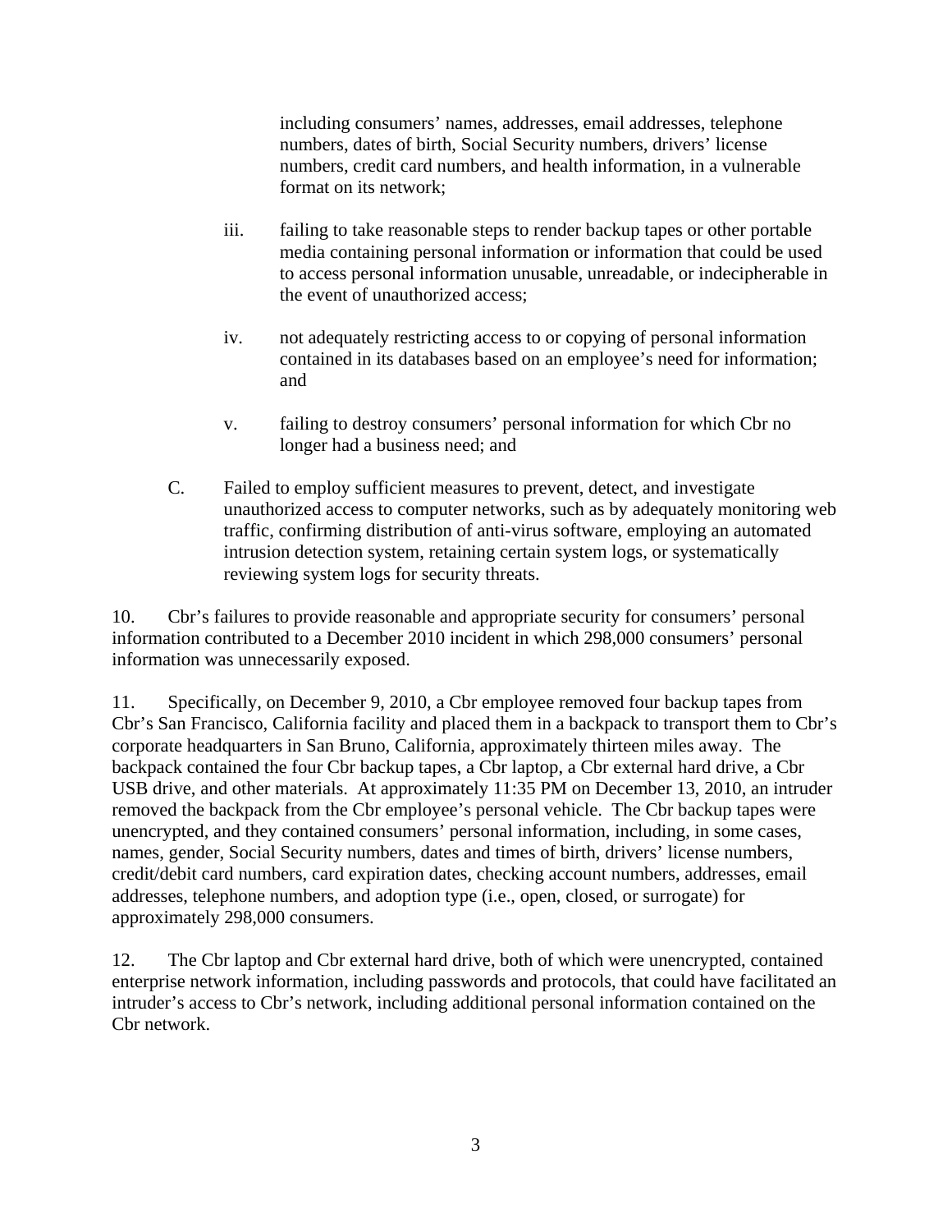including consumers' names, addresses, email addresses, telephone numbers, dates of birth, Social Security numbers, drivers' license numbers, credit card numbers, and health information, in a vulnerable format on its network;

iii. failing to take reasonable steps to render backup tapes or other portable media containing personal information or information that could be used to access personal information unusable, unreadable, or indecipherable in the event of unauthorized access;

iv. not adequately restricting access to or copying of personal information contained in its databases based on an employee's need for information; and

v. failing to destroy consumers' personal information for which Cbr no longer had a business need; and

C. Failed to employ sufficient measures to prevent, detect, and investigate unauthorized access to computer networks, such as by adequately monitoring web traffic, confirming distribution of anti-virus software, employing an automated intrusion detection system, retaining certain system logs, or systematically reviewing system logs for security threats.

10. Cbr's failures to provide reasonable and appropriate security for consumers' personal information contributed to a December 2010 incident in which 298,000 consumers' personal information was unnecessarily exposed.

11. Specifically, on December 9, 2010, a Cbr employee removed four backup tapes from Cbr's San Francisco, California facility and placed them in a backpack to transport them to Cbr's corporate headquarters in San Bruno, California, approximately thirteen miles away. The backpack contained the four Cbr backup tapes, a Cbr laptop, a Cbr external hard drive, a Cbr USB drive, and other materials. At approximately 11:35 PM on December 13, 2010, an intruder removed the backpack from the Cbr employee's personal vehicle. The Cbr backup tapes were unencrypted, and they contained consumers' personal information, including, in some cases, names, gender, Social Security numbers, dates and times of birth, drivers' license numbers, credit/debit card numbers, card expiration dates, checking account numbers, addresses, email addresses, telephone numbers, and adoption type (i.e., open, closed, or surrogate) for approximately 298,000 consumers.

12. The Cbr laptop and Cbr external hard drive, both of which were unencrypted, contained enterprise network information, including passwords and protocols, that could have facilitated an intruder's access to Cbr's network, including additional personal information contained on the Cbr network.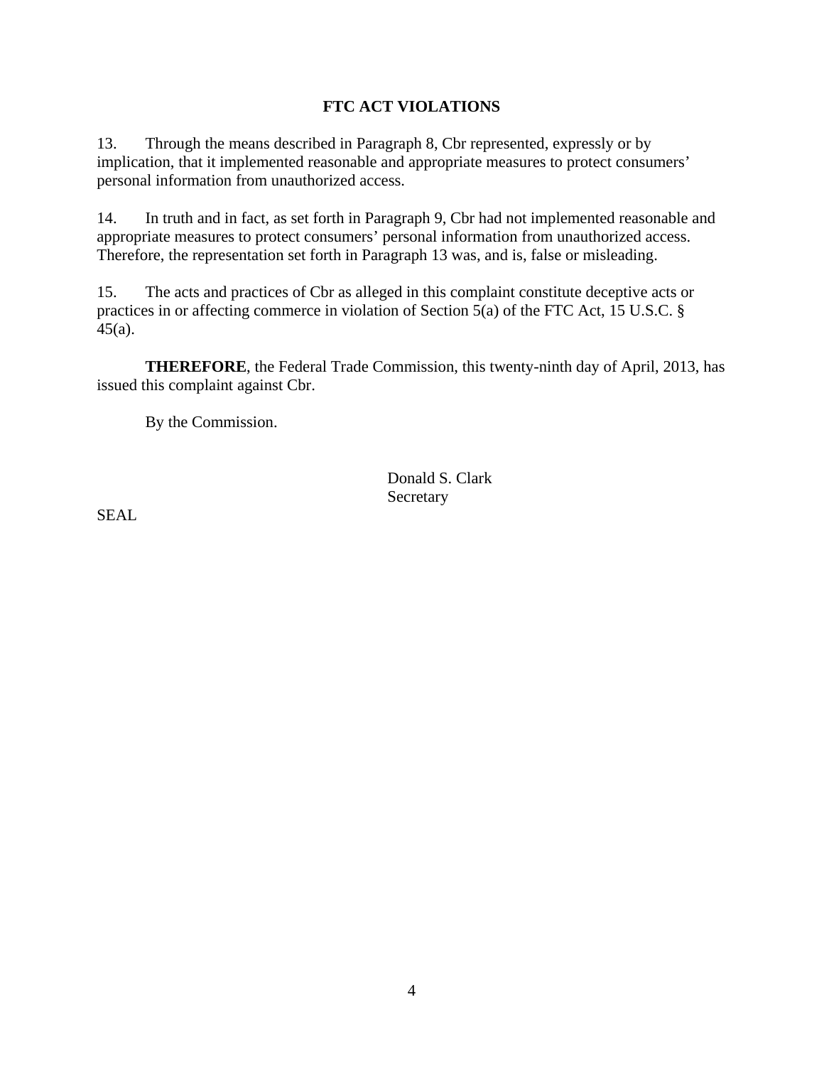## FTC ACT VIOLATIONS

13. Through the means described in Paragraph 8, Cbr represented, expressly or by implication, that it implemented reasonable and appropriate measures to protect consumers' personal information from unauthorized access.

14. In truth and in fact, as set forth in Paragraph 9, Cbr had not implemented reasonable and appropriate measures to protect consumers' personal information from unauthorized access. Therefore, the representation set forth in Paragraph 13 was, and is, false or misleading.

15. The acts and practices of Cbr as alleged in this complaint constitute deceptive acts or practices in or affecting commerce in violation of Section 5(a) of the FTC Act, 15 U.S.C. § 45(a).

**THEREFORE**, the Federal Trade Commission, this twenty-ninth day of April, 2013, has issued this complaint against Cbr.

By the Commission.

Donald S. Clark
Secretary

SEAL